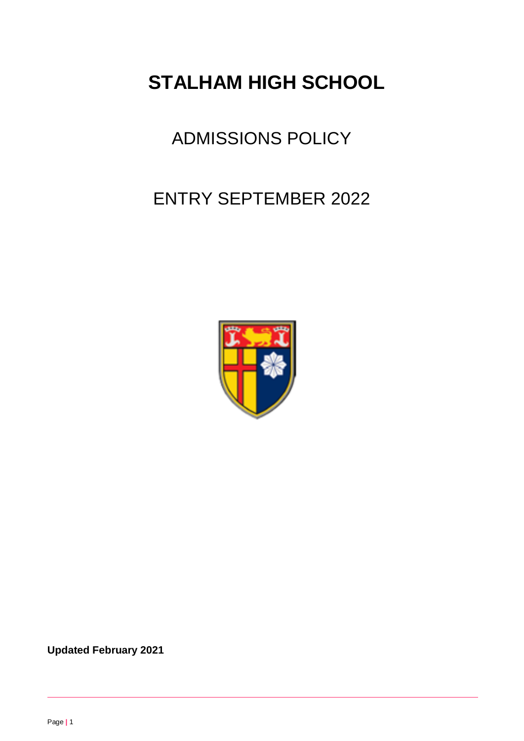# STALHAM HIGH SCHOOL

## ADMISSIONS POLICY

## ENTRY SEPTEMBER 2022

**Updated February 2021**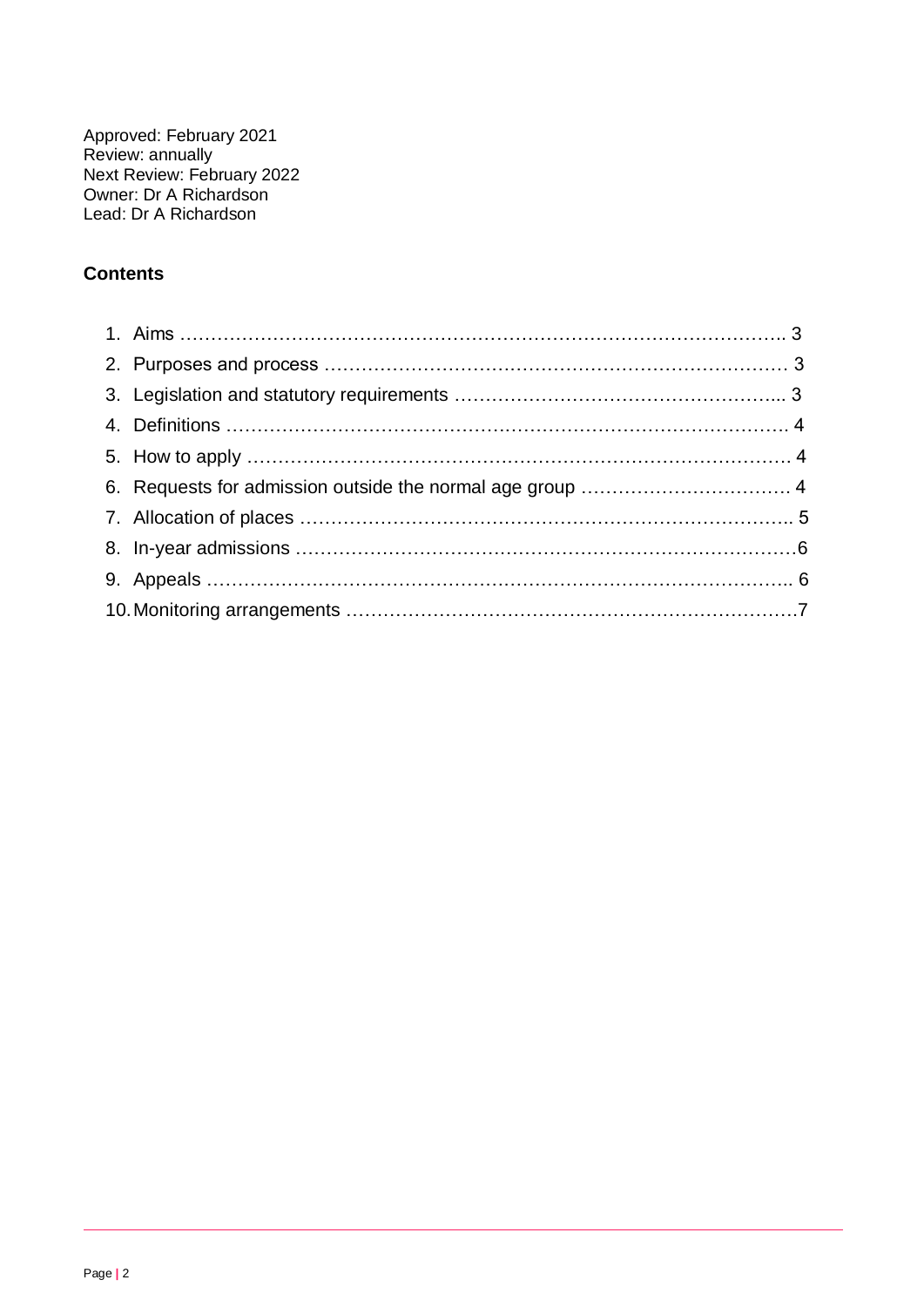Approved: February 2021
Review: annually
Next Review: February 2022
Owner: Dr A Richardson
Lead: Dr A Richardson

## Contents

1. Aims ………………………………………………………………………………….. 3
2. Purposes and process ………………………………………………………………… 3
3. Legislation and statutory requirements ……………………………………………... 3
4. Definitions ……………………………………………………………………………. 4
5. How to apply ………………………………………………………………………… 4
6. Requests for admission outside the normal age group ……………………………. 4
7. Allocation of places ………………………………………………………………….. 5
8. In-year admissions ……………………………………………………………………6
9. Appeals ……………………………………………………………………………….. 6
10. Monitoring arrangements ……………………………………………………………7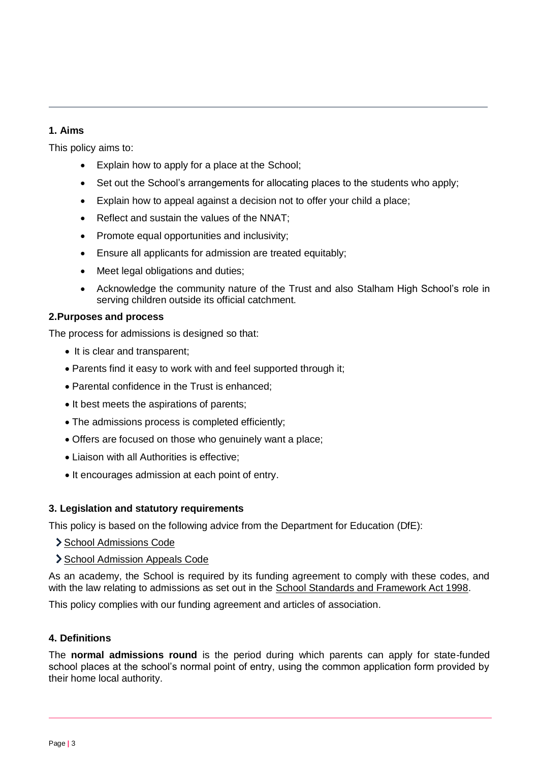## 1. Aims

This policy aims to:

- Explain how to apply for a place at the School;
- Set out the School's arrangements for allocating places to the students who apply;
- Explain how to appeal against a decision not to offer your child a place;
- Reflect and sustain the values of the NNAT;
- Promote equal opportunities and inclusivity;
- Ensure all applicants for admission are treated equitably;
- Meet legal obligations and duties;
- Acknowledge the community nature of the Trust and also Stalham High School's role in serving children outside its official catchment.

## 2.Purposes and process

The process for admissions is designed so that:

- It is clear and transparent;
- Parents find it easy to work with and feel supported through it;
- Parental confidence in the Trust is enhanced;
- It best meets the aspirations of parents;
- The admissions process is completed efficiently;
- Offers are focused on those who genuinely want a place;
- Liaison with all Authorities is effective;
- It encourages admission at each point of entry.

## 3. Legislation and statutory requirements

This policy is based on the following advice from the Department for Education (DfE):

- School Admissions Code
- School Admission Appeals Code

As an academy, the School is required by its funding agreement to comply with these codes, and with the law relating to admissions as set out in the School Standards and Framework Act 1998.

This policy complies with our funding agreement and articles of association.

## 4. Definitions

The **normal admissions round** is the period during which parents can apply for state-funded school places at the school's normal point of entry, using the common application form provided by their home local authority.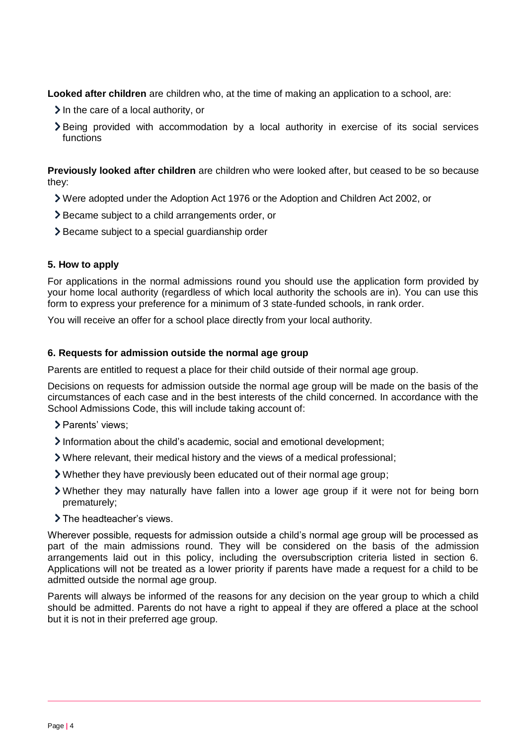**Looked after children** are children who, at the time of making an application to a school, are:

- In the care of a local authority, or
- Being provided with accommodation by a local authority in exercise of its social services functions

**Previously looked after children** are children who were looked after, but ceased to be so because they:

- Were adopted under the Adoption Act 1976 or the Adoption and Children Act 2002, or
- Became subject to a child arrangements order, or
- Became subject to a special guardianship order

### 5. How to apply

For applications in the normal admissions round you should use the application form provided by your home local authority (regardless of which local authority the schools are in). You can use this form to express your preference for a minimum of 3 state-funded schools, in rank order.

You will receive an offer for a school place directly from your local authority.

### 6. Requests for admission outside the normal age group

Parents are entitled to request a place for their child outside of their normal age group.

Decisions on requests for admission outside the normal age group will be made on the basis of the circumstances of each case and in the best interests of the child concerned. In accordance with the School Admissions Code, this will include taking account of:

- Parents' views;
- Information about the child's academic, social and emotional development;
- Where relevant, their medical history and the views of a medical professional;
- Whether they have previously been educated out of their normal age group;
- Whether they may naturally have fallen into a lower age group if it were not for being born prematurely;
- The headteacher's views.

Wherever possible, requests for admission outside a child's normal age group will be processed as part of the main admissions round. They will be considered on the basis of the admission arrangements laid out in this policy, including the oversubscription criteria listed in section 6. Applications will not be treated as a lower priority if parents have made a request for a child to be admitted outside the normal age group.

Parents will always be informed of the reasons for any decision on the year group to which a child should be admitted. Parents do not have a right to appeal if they are offered a place at the school but it is not in their preferred age group.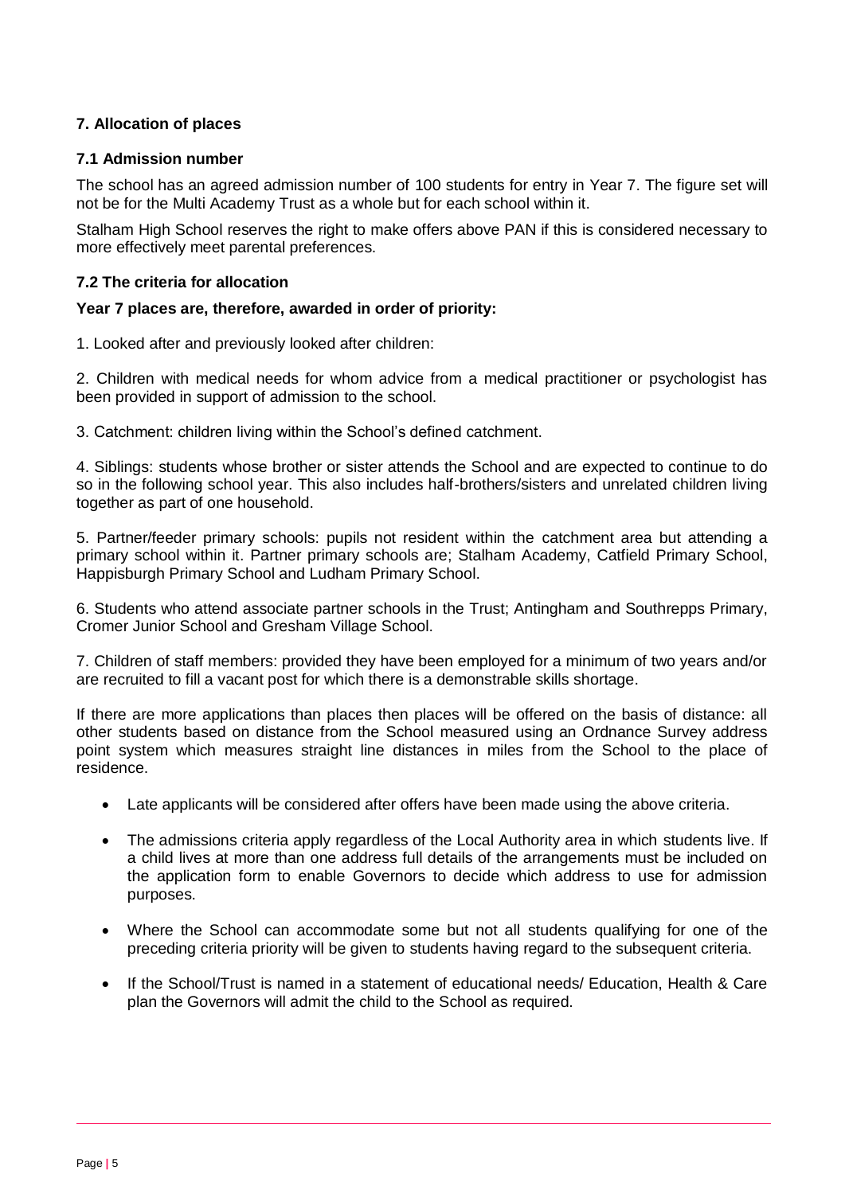## 7. Allocation of places

### 7.1 Admission number

The school has an agreed admission number of 100 students for entry in Year 7. The figure set will not be for the Multi Academy Trust as a whole but for each school within it.

Stalham High School reserves the right to make offers above PAN if this is considered necessary to more effectively meet parental preferences.

### 7.2 The criteria for allocation

**Year 7 places are, therefore, awarded in order of priority:**

1. Looked after and previously looked after children:

2. Children with medical needs for whom advice from a medical practitioner or psychologist has been provided in support of admission to the school.

3. Catchment: children living within the School's defined catchment.

4. Siblings: students whose brother or sister attends the School and are expected to continue to do so in the following school year. This also includes half-brothers/sisters and unrelated children living together as part of one household.

5. Partner/feeder primary schools: pupils not resident within the catchment area but attending a primary school within it. Partner primary schools are; Stalham Academy, Catfield Primary School, Happisburgh Primary School and Ludham Primary School.

6. Students who attend associate partner schools in the Trust; Antingham and Southrepps Primary, Cromer Junior School and Gresham Village School.

7. Children of staff members: provided they have been employed for a minimum of two years and/or are recruited to fill a vacant post for which there is a demonstrable skills shortage.

If there are more applications than places then places will be offered on the basis of distance: all other students based on distance from the School measured using an Ordnance Survey address point system which measures straight line distances in miles from the School to the place of residence.

- Late applicants will be considered after offers have been made using the above criteria.
- The admissions criteria apply regardless of the Local Authority area in which students live. If a child lives at more than one address full details of the arrangements must be included on the application form to enable Governors to decide which address to use for admission purposes.
- Where the School can accommodate some but not all students qualifying for one of the preceding criteria priority will be given to students having regard to the subsequent criteria.
- If the School/Trust is named in a statement of educational needs/ Education, Health & Care plan the Governors will admit the child to the School as required.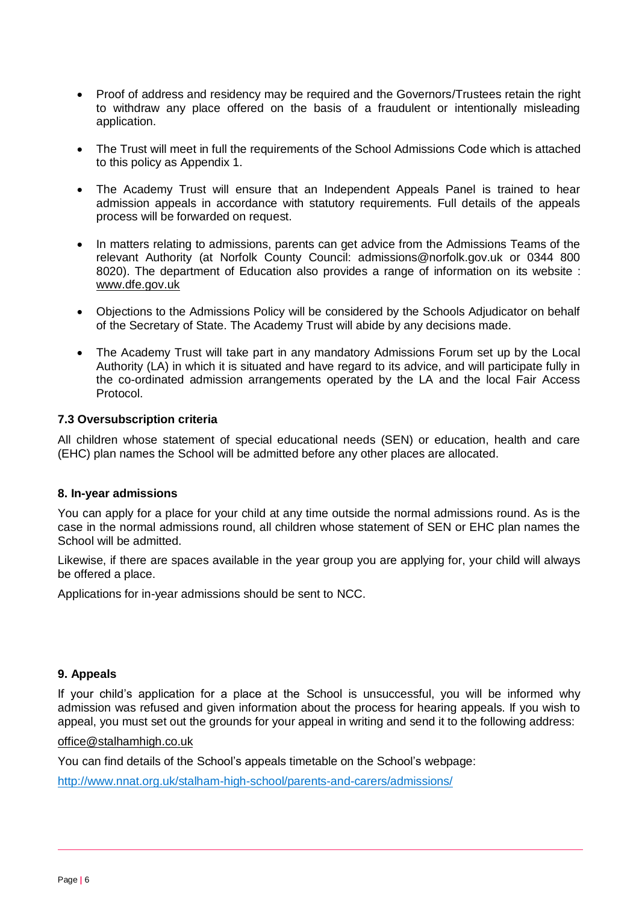- Proof of address and residency may be required and the Governors/Trustees retain the right to withdraw any place offered on the basis of a fraudulent or intentionally misleading application.
- The Trust will meet in full the requirements of the School Admissions Code which is attached to this policy as Appendix 1.
- The Academy Trust will ensure that an Independent Appeals Panel is trained to hear admission appeals in accordance with statutory requirements. Full details of the appeals process will be forwarded on request.
- In matters relating to admissions, parents can get advice from the Admissions Teams of the relevant Authority (at Norfolk County Council: admissions@norfolk.gov.uk or 0344 800 8020). The department of Education also provides a range of information on its website : www.dfe.gov.uk
- Objections to the Admissions Policy will be considered by the Schools Adjudicator on behalf of the Secretary of State. The Academy Trust will abide by any decisions made.
- The Academy Trust will take part in any mandatory Admissions Forum set up by the Local Authority (LA) in which it is situated and have regard to its advice, and will participate fully in the co-ordinated admission arrangements operated by the LA and the local Fair Access Protocol.

### 7.3 Oversubscription criteria

All children whose statement of special educational needs (SEN) or education, health and care (EHC) plan names the School will be admitted before any other places are allocated.

### 8. In-year admissions

You can apply for a place for your child at any time outside the normal admissions round. As is the case in the normal admissions round, all children whose statement of SEN or EHC plan names the School will be admitted.

Likewise, if there are spaces available in the year group you are applying for, your child will always be offered a place.

Applications for in-year admissions should be sent to NCC.

### 9. Appeals

If your child's application for a place at the School is unsuccessful, you will be informed why admission was refused and given information about the process for hearing appeals. If you wish to appeal, you must set out the grounds for your appeal in writing and send it to the following address:

office@stalhamhigh.co.uk

You can find details of the School's appeals timetable on the School's webpage:

http://www.nnat.org.uk/stalham-high-school/parents-and-carers/admissions/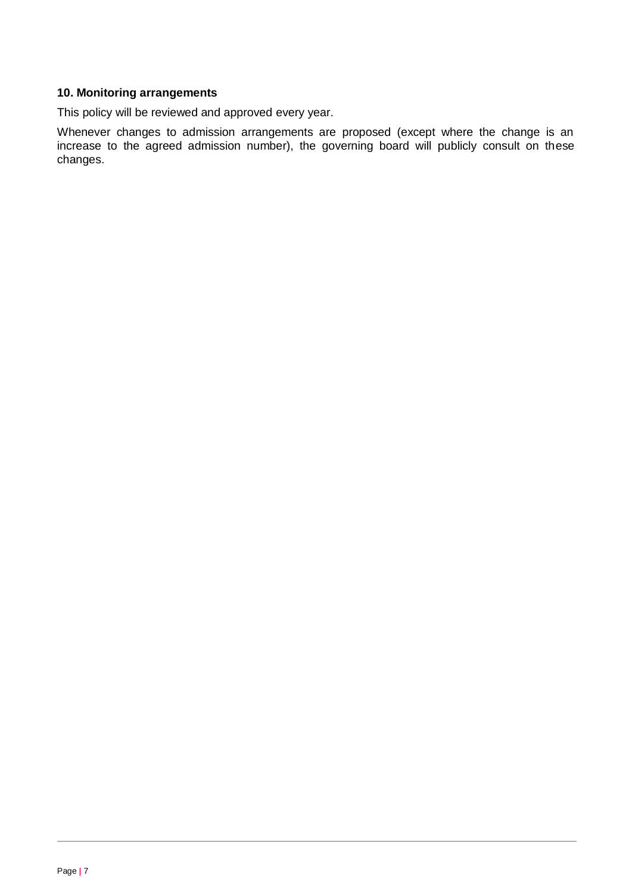**10. Monitoring arrangements**

This policy will be reviewed and approved every year.

Whenever changes to admission arrangements are proposed (except where the change is an increase to the agreed admission number), the governing board will publicly consult on these changes.